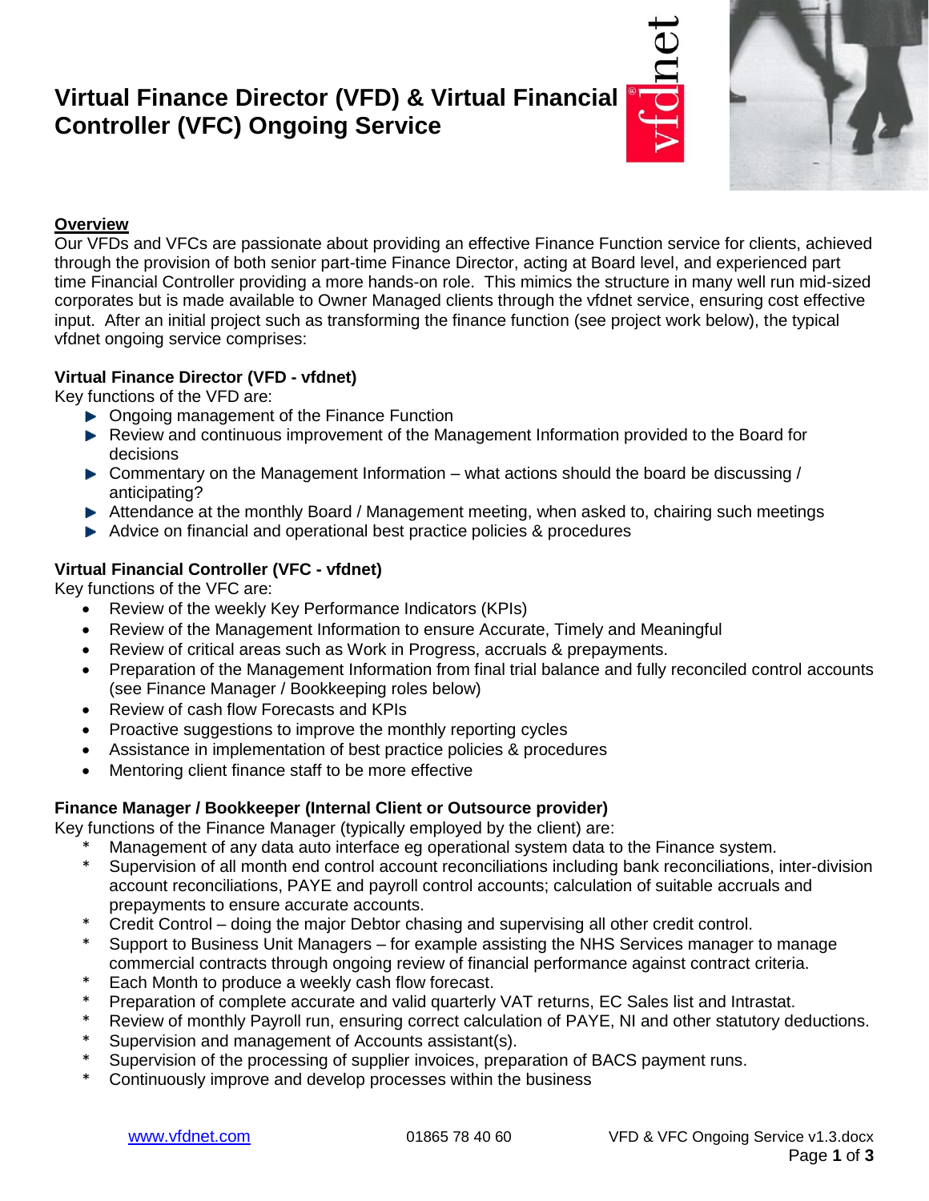# Virtual Finance Director (VFD) & Virtual Financial Controller (VFC) Ongoing Service

## Overview

Our VFDs and VFCs are passionate about providing an effective Finance Function service for clients, achieved through the provision of both senior part-time Finance Director, acting at Board level, and experienced part time Financial Controller providing a more hands-on role. This mimics the structure in many well run mid-sized corporates but is made available to Owner Managed clients through the vfdnet service, ensuring cost effective input. After an initial project such as transforming the finance function (see project work below), the typical vfdnet ongoing service comprises:

### Virtual Finance Director (VFD - vfdnet)

Key functions of the VFD are:

- Ongoing management of the Finance Function
- Review and continuous improvement of the Management Information provided to the Board for decisions
- Commentary on the Management Information – what actions should the board be discussing / anticipating?
- Attendance at the monthly Board / Management meeting, when asked to, chairing such meetings
- Advice on financial and operational best practice policies & procedures

### Virtual Financial Controller (VFC - vfdnet)

Key functions of the VFC are:

- Review of the weekly Key Performance Indicators (KPIs)
- Review of the Management Information to ensure Accurate, Timely and Meaningful
- Review of critical areas such as Work in Progress, accruals & prepayments.
- Preparation of the Management Information from final trial balance and fully reconciled control accounts (see Finance Manager / Bookkeeping roles below)
- Review of cash flow Forecasts and KPIs
- Proactive suggestions to improve the monthly reporting cycles
- Assistance in implementation of best practice policies & procedures
- Mentoring client finance staff to be more effective

### Finance Manager / Bookkeeper (Internal Client or Outsource provider)

Key functions of the Finance Manager (typically employed by the client) are:

- Management of any data auto interface eg operational system data to the Finance system.
- Supervision of all month end control account reconciliations including bank reconciliations, inter-division account reconciliations, PAYE and payroll control accounts; calculation of suitable accruals and prepayments to ensure accurate accounts.
- Credit Control – doing the major Debtor chasing and supervising all other credit control.
- Support to Business Unit Managers – for example assisting the NHS Services manager to manage commercial contracts through ongoing review of financial performance against contract criteria.
- Each Month to produce a weekly cash flow forecast.
- Preparation of complete accurate and valid quarterly VAT returns, EC Sales list and Intrastat.
- Review of monthly Payroll run, ensuring correct calculation of PAYE, NI and other statutory deductions.
- Supervision and management of Accounts assistant(s).
- Supervision of the processing of supplier invoices, preparation of BACS payment runs.
- Continuously improve and develop processes within the business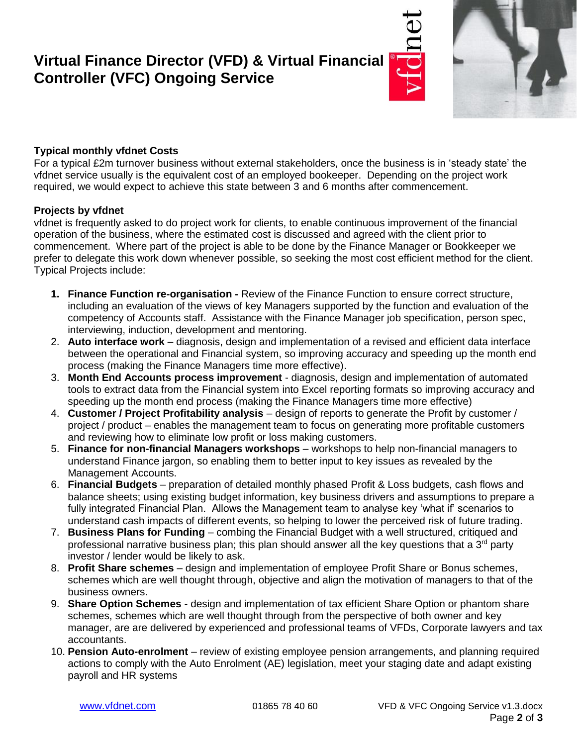# Virtual Finance Director (VFD) & Virtual Financial Controller (VFC) Ongoing Service

**Typical monthly vfdnet Costs**

For a typical £2m turnover business without external stakeholders, once the business is in 'steady state' the vfdnet service usually is the equivalent cost of an employed bookeeper. Depending on the project work required, we would expect to achieve this state between 3 and 6 months after commencement.

**Projects by vfdnet**

vfdnet is frequently asked to do project work for clients, to enable continuous improvement of the financial operation of the business, where the estimated cost is discussed and agreed with the client prior to commencement. Where part of the project is able to be done by the Finance Manager or Bookkeeper we prefer to delegate this work down whenever possible, so seeking the most cost efficient method for the client. Typical Projects include:

1. **Finance Function re-organisation -** Review of the Finance Function to ensure correct structure, including an evaluation of the views of key Managers supported by the function and evaluation of the competency of Accounts staff. Assistance with the Finance Manager job specification, person spec, interviewing, induction, development and mentoring.
2. **Auto interface work** – diagnosis, design and implementation of a revised and efficient data interface between the operational and Financial system, so improving accuracy and speeding up the month end process (making the Finance Managers time more effective).
3. **Month End Accounts process improvement** - diagnosis, design and implementation of automated tools to extract data from the Financial system into Excel reporting formats so improving accuracy and speeding up the month end process (making the Finance Managers time more effective)
4. **Customer / Project Profitability analysis** – design of reports to generate the Profit by customer / project / product – enables the management team to focus on generating more profitable customers and reviewing how to eliminate low profit or loss making customers.
5. **Finance for non-financial Managers workshops** – workshops to help non-financial managers to understand Finance jargon, so enabling them to better input to key issues as revealed by the Management Accounts.
6. **Financial Budgets** – preparation of detailed monthly phased Profit & Loss budgets, cash flows and balance sheets; using existing budget information, key business drivers and assumptions to prepare a fully integrated Financial Plan. Allows the Management team to analyse key 'what if' scenarios to understand cash impacts of different events, so helping to lower the perceived risk of future trading.
7. **Business Plans for Funding** – combing the Financial Budget with a well structured, critiqued and professional narrative business plan; this plan should answer all the key questions that a 3rd party investor / lender would be likely to ask.
8. **Profit Share schemes** – design and implementation of employee Profit Share or Bonus schemes, schemes which are well thought through, objective and align the motivation of managers to that of the business owners.
9. **Share Option Schemes** - design and implementation of tax efficient Share Option or phantom share schemes, schemes which are well thought through from the perspective of both owner and key manager, are are delivered by experienced and professional teams of VFDs, Corporate lawyers and tax accountants.
10. **Pension Auto-enrolment** – review of existing employee pension arrangements, and planning required actions to comply with the Auto Enrolment (AE) legislation, meet your staging date and adapt existing payroll and HR systems

www.vfdnet.com 01865 78 40 60 VFD & VFC Ongoing Service v1.3.docx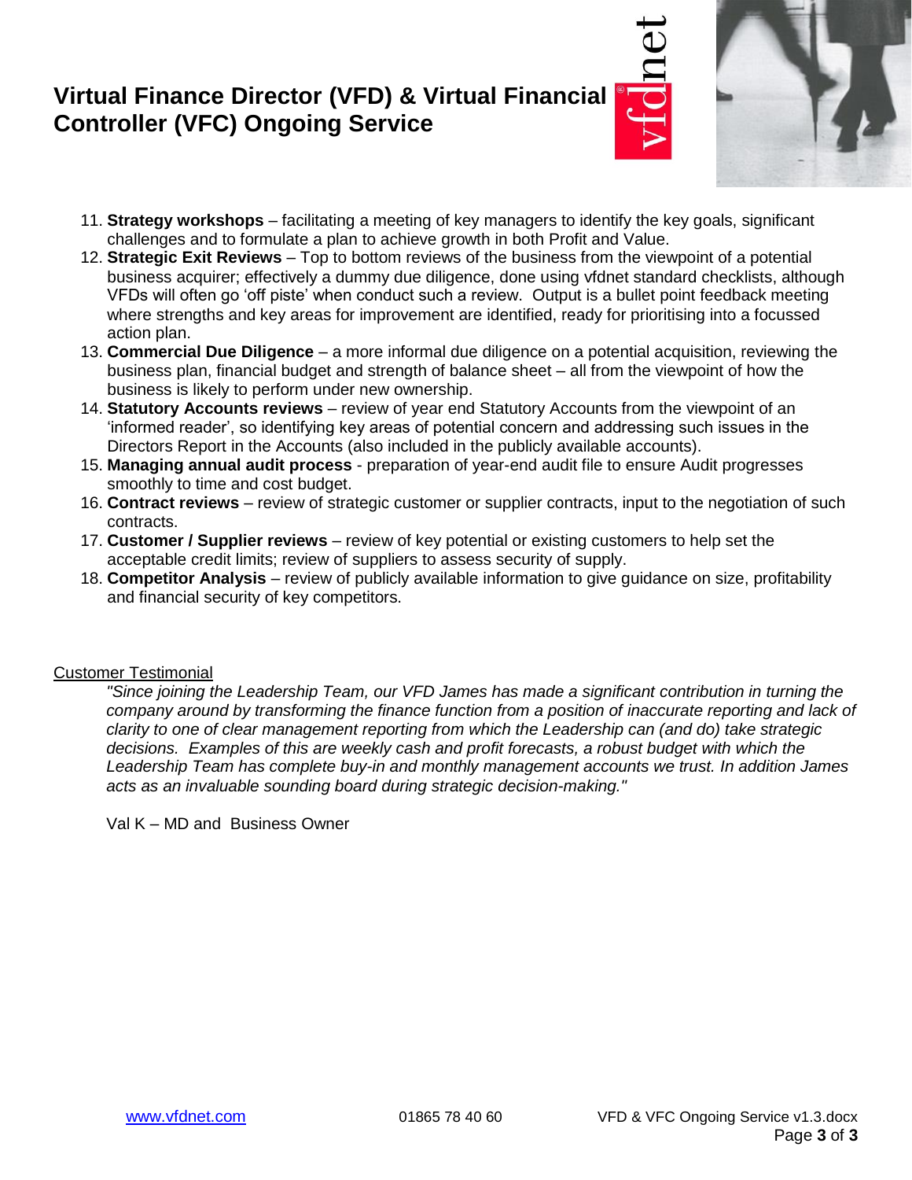# Virtual Finance Director (VFD) & Virtual Financial Controller (VFC) Ongoing Service

11. **Strategy workshops** – facilitating a meeting of key managers to identify the key goals, significant challenges and to formulate a plan to achieve growth in both Profit and Value.
12. **Strategic Exit Reviews** – Top to bottom reviews of the business from the viewpoint of a potential business acquirer; effectively a dummy due diligence, done using vfdnet standard checklists, although VFDs will often go 'off piste' when conduct such a review. Output is a bullet point feedback meeting where strengths and key areas for improvement are identified, ready for prioritising into a focussed action plan.
13. **Commercial Due Diligence** – a more informal due diligence on a potential acquisition, reviewing the business plan, financial budget and strength of balance sheet – all from the viewpoint of how the business is likely to perform under new ownership.
14. **Statutory Accounts reviews** – review of year end Statutory Accounts from the viewpoint of an 'informed reader', so identifying key areas of potential concern and addressing such issues in the Directors Report in the Accounts (also included in the publicly available accounts).
15. **Managing annual audit process** - preparation of year-end audit file to ensure Audit progresses smoothly to time and cost budget.
16. **Contract reviews** – review of strategic customer or supplier contracts, input to the negotiation of such contracts.
17. **Customer / Supplier reviews** – review of key potential or existing customers to help set the acceptable credit limits; review of suppliers to assess security of supply.
18. **Competitor Analysis** – review of publicly available information to give guidance on size, profitability and financial security of key competitors.

<u>Customer Testimonial</u>

*"Since joining the Leadership Team, our VFD James has made a significant contribution in turning the company around by transforming the finance function from a position of inaccurate reporting and lack of clarity to one of clear management reporting from which the Leadership can (and do) take strategic decisions. Examples of this are weekly cash and profit forecasts, a robust budget with which the Leadership Team has complete buy-in and monthly management accounts we trust. In addition James acts as an invaluable sounding board during strategic decision-making."*

Val K – MD and Business Owner